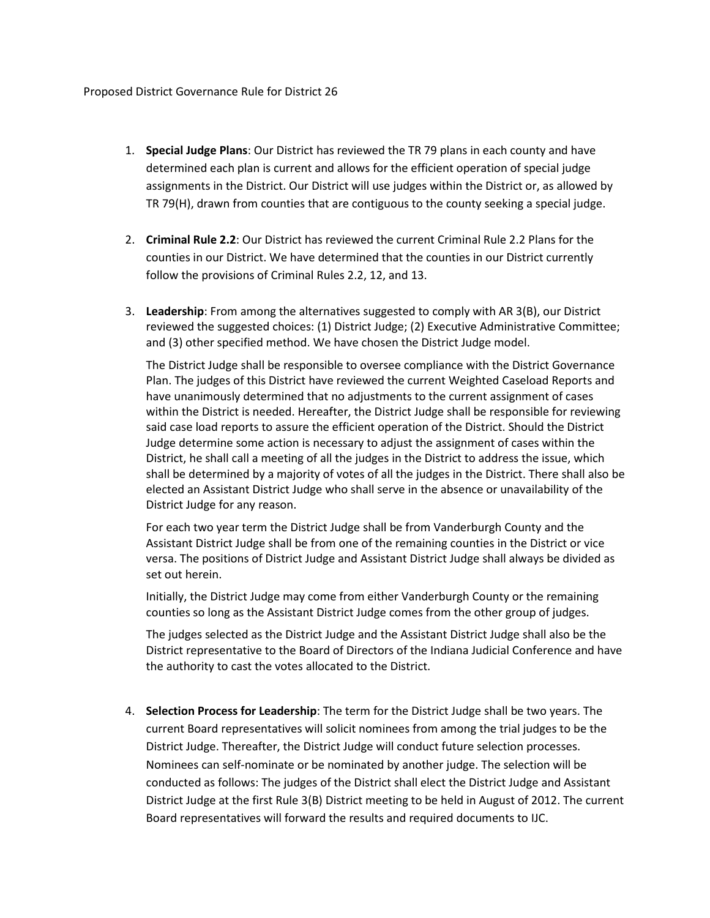Proposed District Governance Rule for District 26

1. **Special Judge Plans**: Our District has reviewed the TR 79 plans in each county and have determined each plan is current and allows for the efficient operation of special judge assignments in the District. Our District will use judges within the District or, as allowed by TR 79(H), drawn from counties that are contiguous to the county seeking a special judge.

2. **Criminal Rule 2.2**: Our District has reviewed the current Criminal Rule 2.2 Plans for the counties in our District. We have determined that the counties in our District currently follow the provisions of Criminal Rules 2.2, 12, and 13.

3. **Leadership**: From among the alternatives suggested to comply with AR 3(B), our District reviewed the suggested choices: (1) District Judge; (2) Executive Administrative Committee; and (3) other specified method. We have chosen the District Judge model.

   The District Judge shall be responsible to oversee compliance with the District Governance Plan. The judges of this District have reviewed the current Weighted Caseload Reports and have unanimously determined that no adjustments to the current assignment of cases within the District is needed. Hereafter, the District Judge shall be responsible for reviewing said case load reports to assure the efficient operation of the District. Should the District Judge determine some action is necessary to adjust the assignment of cases within the District, he shall call a meeting of all the judges in the District to address the issue, which shall be determined by a majority of votes of all the judges in the District. There shall also be elected an Assistant District Judge who shall serve in the absence or unavailability of the District Judge for any reason.

   For each two year term the District Judge shall be from Vanderburgh County and the Assistant District Judge shall be from one of the remaining counties in the District or vice versa. The positions of District Judge and Assistant District Judge shall always be divided as set out herein.

   Initially, the District Judge may come from either Vanderburgh County or the remaining counties so long as the Assistant District Judge comes from the other group of judges.

   The judges selected as the District Judge and the Assistant District Judge shall also be the District representative to the Board of Directors of the Indiana Judicial Conference and have the authority to cast the votes allocated to the District.

4. **Selection Process for Leadership**: The term for the District Judge shall be two years. The current Board representatives will solicit nominees from among the trial judges to be the District Judge. Thereafter, the District Judge will conduct future selection processes. Nominees can self-nominate or be nominated by another judge. The selection will be conducted as follows: The judges of the District shall elect the District Judge and Assistant District Judge at the first Rule 3(B) District meeting to be held in August of 2012. The current Board representatives will forward the results and required documents to IJC.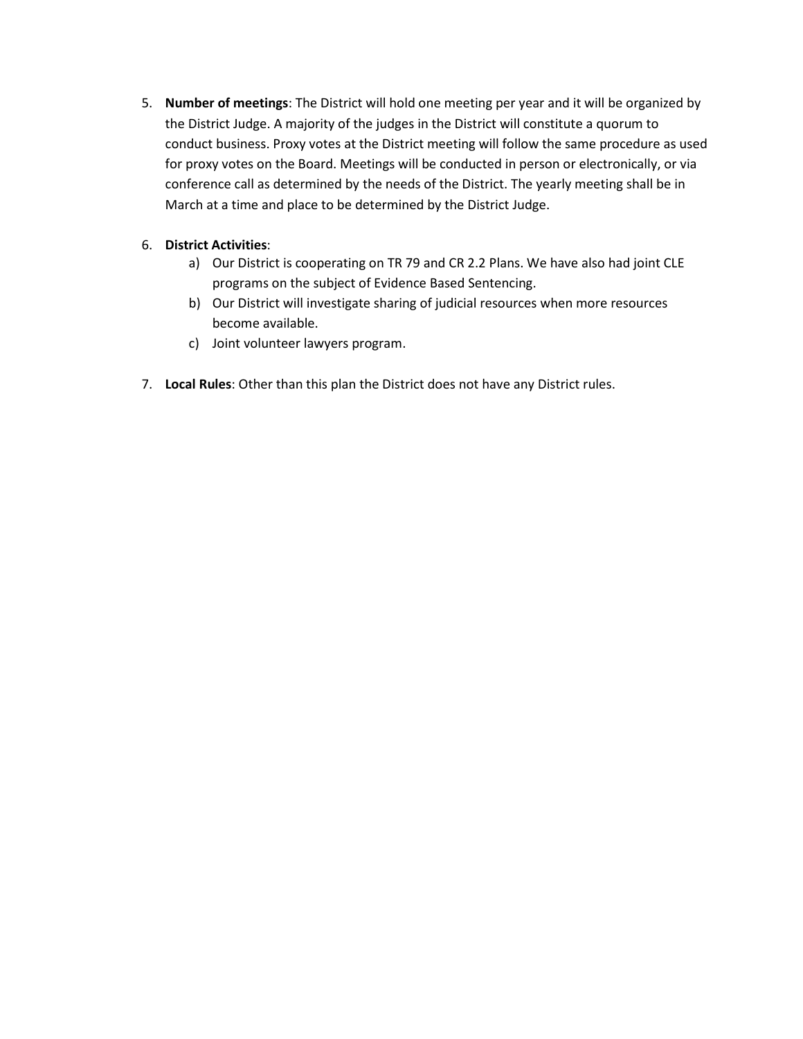5. **Number of meetings**: The District will hold one meeting per year and it will be organized by the District Judge. A majority of the judges in the District will constitute a quorum to conduct business. Proxy votes at the District meeting will follow the same procedure as used for proxy votes on the Board. Meetings will be conducted in person or electronically, or via conference call as determined by the needs of the District. The yearly meeting shall be in March at a time and place to be determined by the District Judge.

6. **District Activities**:
   a) Our District is cooperating on TR 79 and CR 2.2 Plans. We have also had joint CLE programs on the subject of Evidence Based Sentencing.
   b) Our District will investigate sharing of judicial resources when more resources become available.
   c) Joint volunteer lawyers program.

7. **Local Rules**: Other than this plan the District does not have any District rules.